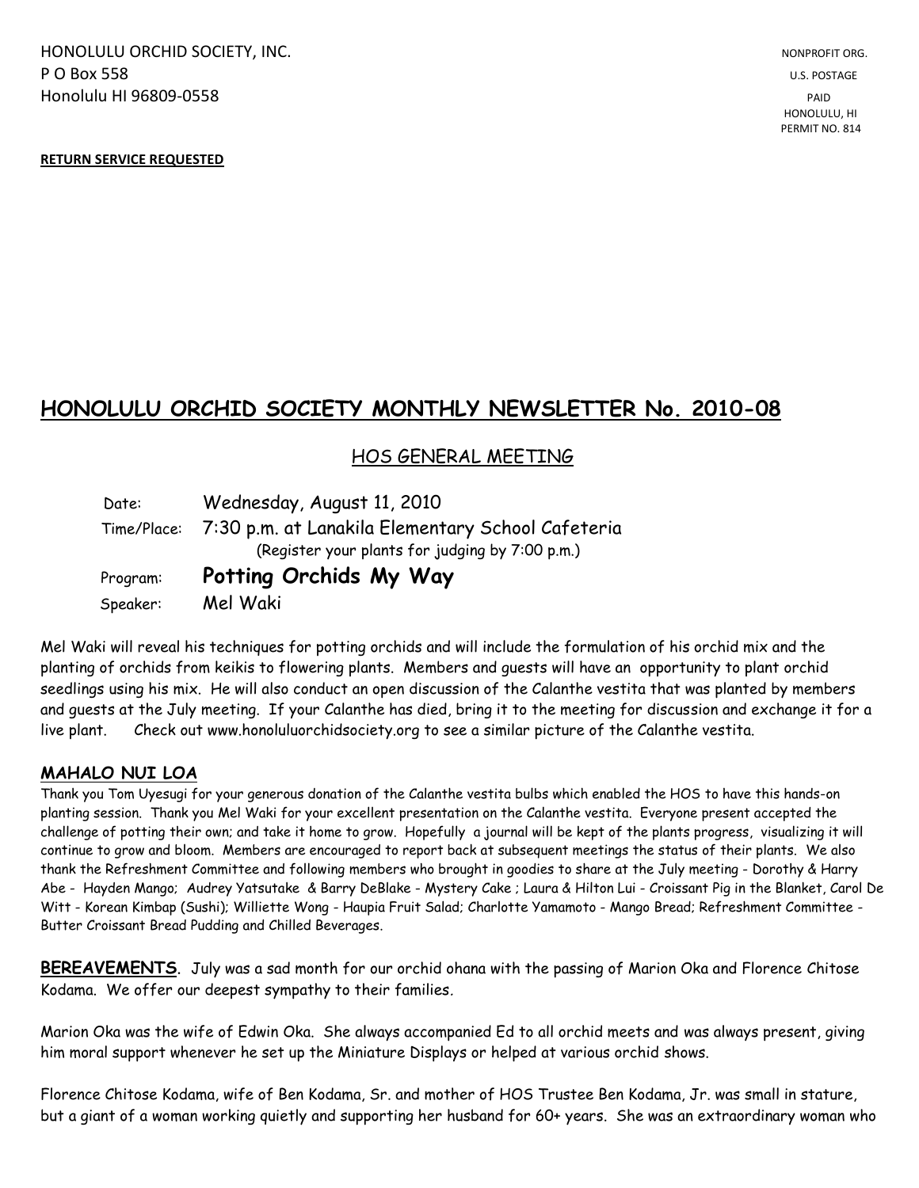HONOLULU ORCHID SOCIETY, INC.
P O Box 558
Honolulu HI 96809-0558

NONPROFIT ORG.
U.S. POSTAGE
PAID
HONOLULU, HI
PERMIT NO. 814

**RETURN SERVICE REQUESTED**

# HONOLULU ORCHID SOCIETY MONTHLY NEWSLETTER No. 2010-08

## HOS GENERAL MEETING

Date: Wednesday, August 11, 2010

Time/Place: 7:30 p.m. at Lanakila Elementary School Cafeteria
(Register your plants for judging by 7:00 p.m.)

Program: **Potting Orchids My Way**

Speaker: Mel Waki

Mel Waki will reveal his techniques for potting orchids and will include the formulation of his orchid mix and the planting of orchids from keikis to flowering plants. Members and guests will have an opportunity to plant orchid seedlings using his mix. He will also conduct an open discussion of the Calanthe vestita that was planted by members and guests at the July meeting. If your Calanthe has died, bring it to the meeting for discussion and exchange it for a live plant. Check out www.honoluluorchidsociety.org to see a similar picture of the Calanthe vestita.

### MAHALO NUI LOA

Thank you Tom Uyesugi for your generous donation of the Calanthe vestita bulbs which enabled the HOS to have this hands-on planting session. Thank you Mel Waki for your excellent presentation on the Calanthe vestita. Everyone present accepted the challenge of potting their own; and take it home to grow. Hopefully a journal will be kept of the plants progress, visualizing it will continue to grow and bloom. Members are encouraged to report back at subsequent meetings the status of their plants. We also thank the Refreshment Committee and following members who brought in goodies to share at the July meeting - Dorothy & Harry Abe - Hayden Mango; Audrey Yatsutake & Barry DeBlake - Mystery Cake ; Laura & Hilton Lui - Croissant Pig in the Blanket, Carol De Witt - Korean Kimbap (Sushi); Williette Wong - Haupia Fruit Salad; Charlotte Yamamoto - Mango Bread; Refreshment Committee - Butter Croissant Bread Pudding and Chilled Beverages.

**BEREAVEMENTS**. July was a sad month for our orchid ohana with the passing of Marion Oka and Florence Chitose Kodama. We offer our deepest sympathy to their families.

Marion Oka was the wife of Edwin Oka. She always accompanied Ed to all orchid meets and was always present, giving him moral support whenever he set up the Miniature Displays or helped at various orchid shows.

Florence Chitose Kodama, wife of Ben Kodama, Sr. and mother of HOS Trustee Ben Kodama, Jr. was small in stature, but a giant of a woman working quietly and supporting her husband for 60+ years. She was an extraordinary woman who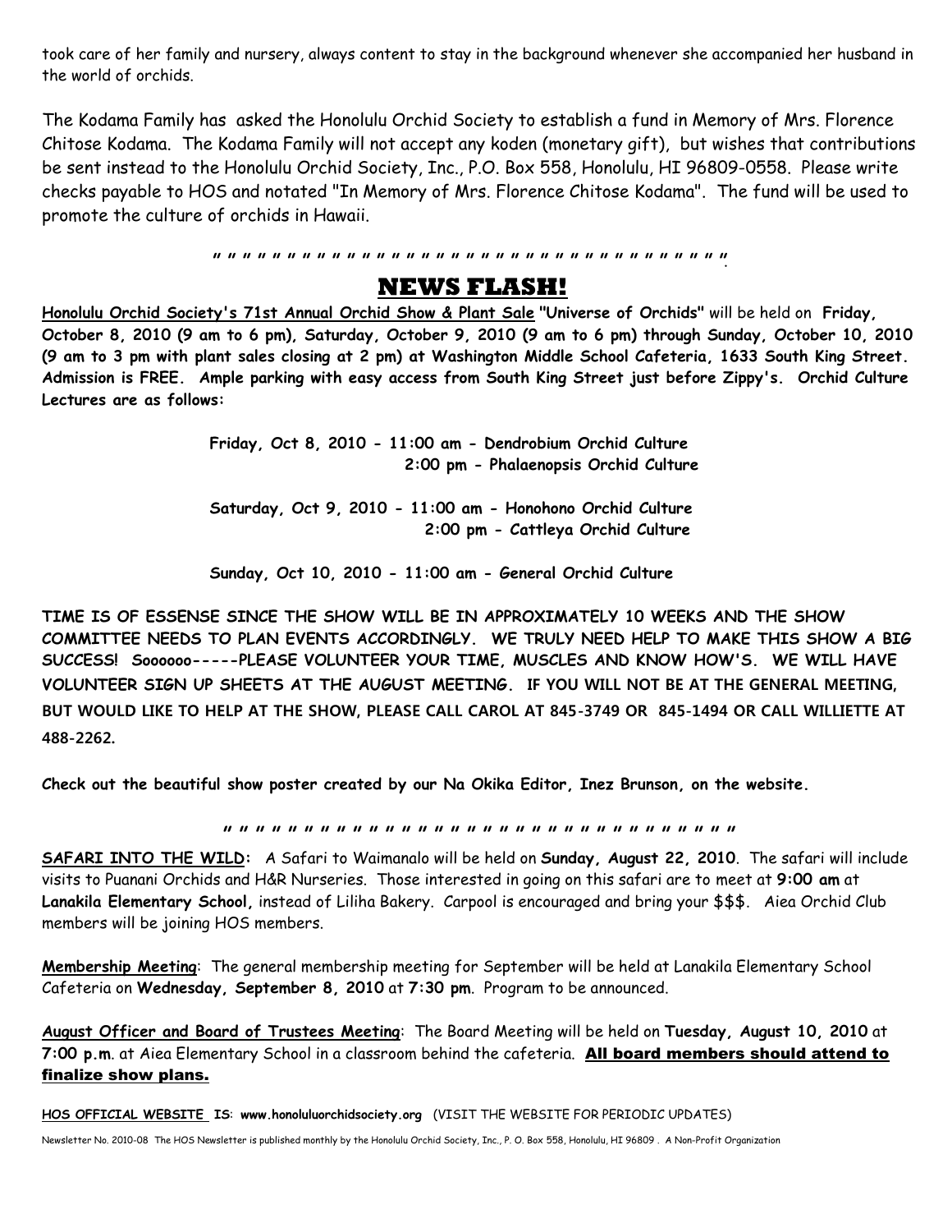took care of her family and nursery, always content to stay in the background whenever she accompanied her husband in the world of orchids.

The Kodama Family has asked the Honolulu Orchid Society to establish a fund in Memory of Mrs. Florence Chitose Kodama. The Kodama Family will not accept any koden (monetary gift), but wishes that contributions be sent instead to the Honolulu Orchid Society, Inc., P.O. Box 558, Honolulu, HI 96809-0558. Please write checks payable to HOS and notated "In Memory of Mrs. Florence Chitose Kodama". The fund will be used to promote the culture of orchids in Hawaii.

" " " " " " " " " " " " " " " " " " " " " " " " " " " " " " " " " " " " " " " "

## NEWS FLASH!

**Honolulu Orchid Society's 71st Annual Orchid Show & Plant Sale "Universe of Orchids"** will be held on **Friday, October 8, 2010 (9 am to 6 pm), Saturday, October 9, 2010 (9 am to 6 pm) through Sunday, October 10, 2010 (9 am to 3 pm with plant sales closing at 2 pm) at Washington Middle School Cafeteria, 1633 South King Street. Admission is FREE. Ample parking with easy access from South King Street just before Zippy's. Orchid Culture Lectures are as follows:**

**Friday, Oct 8, 2010 - 11:00 am - Dendrobium Orchid Culture**
**2:00 pm - Phalaenopsis Orchid Culture**

**Saturday, Oct 9, 2010 - 11:00 am - Honohono Orchid Culture**
**2:00 pm - Cattleya Orchid Culture**

**Sunday, Oct 10, 2010 - 11:00 am - General Orchid Culture**

**TIME IS OF ESSENSE SINCE THE SHOW WILL BE IN APPROXIMATELY 10 WEEKS AND THE SHOW COMMITTEE NEEDS TO PLAN EVENTS ACCORDINGLY. WE TRULY NEED HELP TO MAKE THIS SHOW A BIG SUCCESS! Soooooo-----PLEASE VOLUNTEER YOUR TIME, MUSCLES AND KNOW HOW'S. WE WILL HAVE VOLUNTEER SIGN UP SHEETS AT THE AUGUST MEETING. IF YOU WILL NOT BE AT THE GENERAL MEETING, BUT WOULD LIKE TO HELP AT THE SHOW, PLEASE CALL CAROL AT 845-3749 OR 845-1494 OR CALL WILLIETTE AT 488-2262.**

**Check out the beautiful show poster created by our Na Okika Editor, Inez Brunson, on the website.**

" " " " " " " " " " " " " " " " " " " " " " " " " " " " " " " " " " " " " " "

**SAFARI INTO THE WILD:** A Safari to Waimanalo will be held on **Sunday, August 22, 2010**. The safari will include visits to Puanani Orchids and H&R Nurseries. Those interested in going on this safari are to meet at **9:00 am** at **Lanakila Elementary School,** instead of Liliha Bakery. Carpool is encouraged and bring your $$$. Aiea Orchid Club members will be joining HOS members.

**Membership Meeting**: The general membership meeting for September will be held at Lanakila Elementary School Cafeteria on **Wednesday, September 8, 2010** at **7:30 pm**. Program to be announced.

**August Officer and Board of Trustees Meeting**: The Board Meeting will be held on **Tuesday, August 10, 2010** at **7:00 p.m**. at Aiea Elementary School in a classroom behind the cafeteria. **All board members should attend to finalize show plans.**

**HOS OFFICIAL WEBSITE IS**: **www.honoluluorchidsociety.org** (VISIT THE WEBSITE FOR PERIODIC UPDATES)

Newsletter No. 2010-08 The HOS Newsletter is published monthly by the Honolulu Orchid Society, Inc., P. O. Box 558, Honolulu, HI 96809 . A Non-Profit Organization